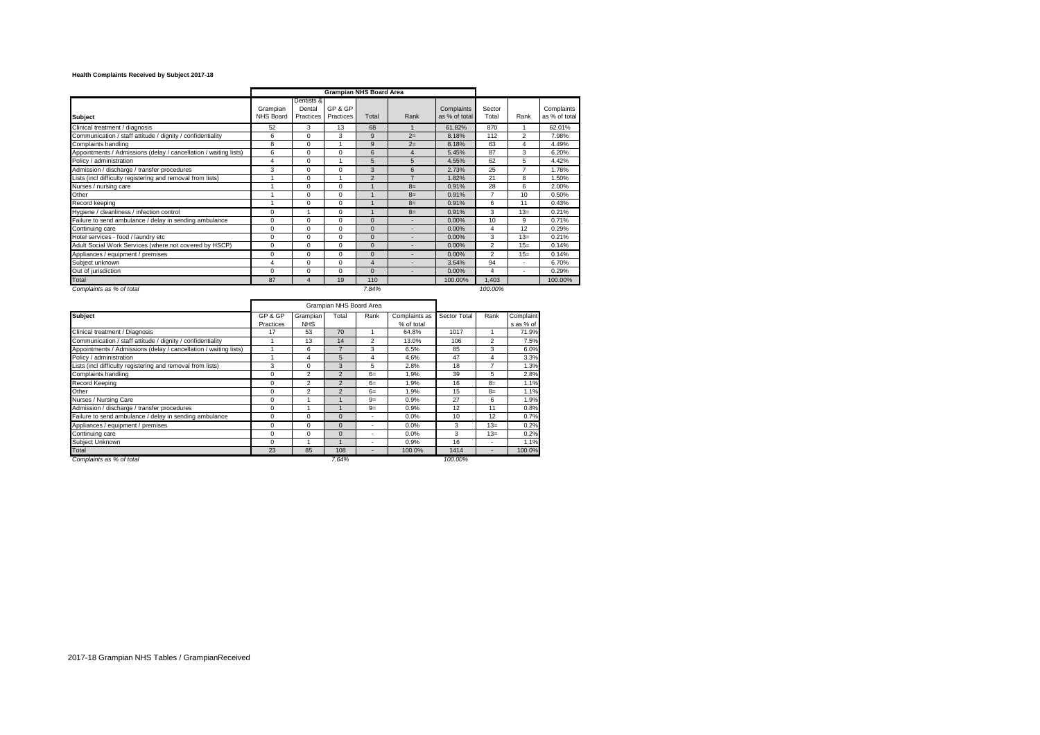**Health Complaints Received by Subject 2017-18**

| Subject | Grampian NHS Board Area | | | | | | | | |
|---|---|---|---|---|---|---|---|---|---|
| | Grampian NHS Board | Dentists & Dental Practices | GP & GP Practices | Total | Rank | Complaints as % of total | Sector Total | Rank | Complaints as % of total |
| Clinical treatment / diagnosis | 52 | 3 | 13 | 68 | 1 | 61.82% | 870 | 1 | 62.01% |
| Communication / staff attitude / dignity / confidentiality | 6 | 0 | 3 | 9 | 2= | 8.18% | 112 | 2 | 7.98% |
| Complaints handling | 8 | 0 | 1 | 9 | 2= | 8.18% | 63 | 4 | 4.49% |
| Appointments / Admissions (delay / cancellation / waiting lists) | 6 | 0 | 0 | 6 | 4 | 5.45% | 87 | 3 | 6.20% |
| Policy / administration | 4 | 0 | 1 | 5 | 5 | 4.55% | 62 | 5 | 4.42% |
| Admission / discharge / transfer procedures | 3 | 0 | 0 | 3 | 6 | 2.73% | 25 | 7 | 1.78% |
| Lists (incl difficulty registering and removal from lists) | 1 | 0 | 1 | 2 | 7 | 1.82% | 21 | 8 | 1.50% |
| Nurses / nursing care | 1 | 0 | 0 | 1 | 8= | 0.91% | 28 | 6 | 2.00% |
| Other | 1 | 0 | 0 | 1 | 8= | 0.91% | 7 | 10 | 0.50% |
| Record keeping | 1 | 0 | 0 | 1 | 8= | 0.91% | 6 | 11 | 0.43% |
| Hygiene / cleanliness / infection control | 0 | 1 | 0 | 1 | 8= | 0.91% | 3 | 13= | 0.21% |
| Failure to send ambulance / delay in sending ambulance | 0 | 0 | 0 | 0 | - | 0.00% | 10 | 9 | 0.71% |
| Continuing care | 0 | 0 | 0 | 0 | - | 0.00% | 4 | 12 | 0.29% |
| Hotel services - food / laundry etc | 0 | 0 | 0 | 0 | - | 0.00% | 3 | 13= | 0.21% |
| Adult Social Work Services (where not covered by HSCP) | 0 | 0 | 0 | 0 | - | 0.00% | 2 | 15= | 0.14% |
| Appliances / equipment / premises | 0 | 0 | 0 | 0 | - | 0.00% | 2 | 15= | 0.14% |
| Subject unknown | 4 | 0 | 0 | 4 | - | 3.64% | 94 | - | 6.70% |
| Out of jurisdiction | 0 | 0 | 0 | 0 | - | 0.00% | 4 | - | 0.29% |
| Total | 87 | 4 | 19 | 110 | | 100.00% | 1,403 | | 100.00% |
| *Complaints as % of total* | | | | *7.84%* | | | *100.00%* | | |

| Subject | Grampian NHS Board Area | | | | | | | |
|---|---|---|---|---|---|---|---|---|
| | GP & GP Practices | Grampian NHS | Total | Rank | Complaints as % of total | Sector Total | Rank | Complaints as % of |
| Clinical treatment / Diagnosis | 17 | 53 | 70 | 1 | 64.8% | 1017 | 1 | 71.9% |
| Communication / staff attitude / dignity / confidentiality | 1 | 13 | 14 | 2 | 13.0% | 106 | 2 | 7.5% |
| Appointments / Admissions (delay / cancellation / waiting lists) | 1 | 6 | 7 | 3 | 6.5% | 85 | 3 | 6.0% |
| Policy / administration | 1 | 4 | 5 | 4 | 4.6% | 47 | 4 | 3.3% |
| Lists (incl difficulty registering and removal from lists) | 3 | 0 | 3 | 5 | 2.8% | 18 | 7 | 1.3% |
| Complaints handling | 0 | 2 | 2 | 6= | 1.9% | 39 | 5 | 2.8% |
| Record Keeping | 0 | 2 | 2 | 6= | 1.9% | 16 | 8= | 1.1% |
| Other | 0 | 2 | 2 | 6= | 1.9% | 15 | 8= | 1.1% |
| Nurses / Nursing Care | 0 | 1 | 1 | 9= | 0.9% | 27 | 6 | 1.9% |
| Admission / discharge / transfer procedures | 0 | 1 | 1 | 9= | 0.9% | 12 | 11 | 0.8% |
| Failure to send ambulance / delay in sending ambulance | 0 | 0 | 0 | - | 0.0% | 10 | 12 | 0.7% |
| Appliances / equipment / premises | 0 | 0 | 0 | - | 0.0% | 3 | 13= | 0.2% |
| Continuing care | 0 | 0 | 0 | - | 0.0% | 3 | 13= | 0.2% |
| Subject Unknown | 0 | 1 | 1 | - | 0.9% | 16 | - | 1.1% |
| Total | 23 | 85 | 108 | - | 100.0% | 1414 | - | 100.0% |
| *Complaints as % of total* | | | *7.64%* | | | *100.00%* | | |

2017-18 Grampian NHS Tables / GrampianReceived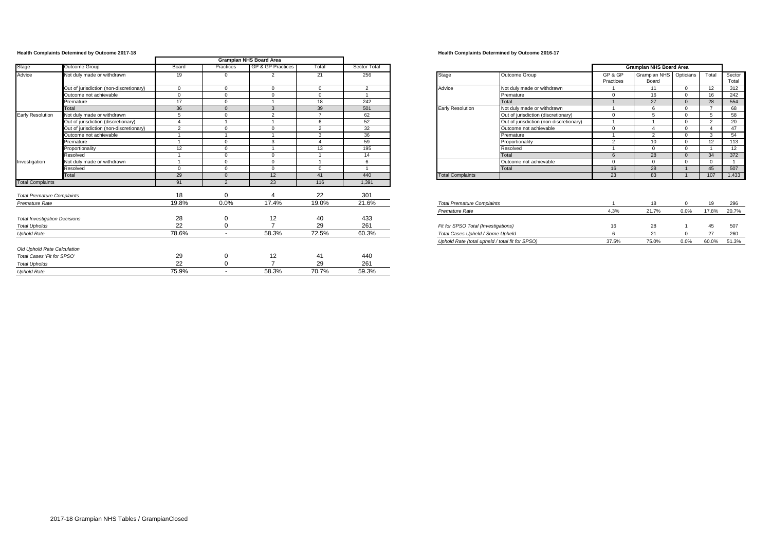**Health Complaints Detemined by Outcome 2017-18**

| | | Grampian NHS Board Area | | | | |
|---|---|---|---|---|---|---|
| Stage | Outcome Group | Board | Practices | GP & GP Practices | Total | Sector Total |
| Advice | Not duly made or withdrawn | 19 | 0 | 2 | 21 | 256 |
| | Out of jurisdiction (non-discretionary) | 0 | 0 | 0 | 0 | 2 |
| | Outcome not achievable | 0 | 0 | 0 | 0 | 1 |
| | Premature | 17 | 0 | 1 | 18 | 242 |
| | Total | 36 | 0 | 3 | 39 | 501 |
| Early Resolution | Not duly made or withdrawn | 5 | 0 | 2 | 7 | 62 |
| | Out of jurisdiction (discretionary) | 4 | 1 | 1 | 6 | 52 |
| | Out of jurisdiction (non-discretionary) | 2 | 0 | 0 | 2 | 32 |
| | Outcome not achievable | 1 | 1 | 1 | 3 | 36 |
| | Premature | 1 | 0 | 3 | 4 | 59 |
| | Proportionality | 12 | 0 | 1 | 13 | 195 |
| | Resolved | 1 | 0 | 0 | 1 | 14 |
| Investigation | Not duly made or withdrawn | 1 | 0 | 0 | 1 | 6 |
| | Resolved | 0 | 0 | 0 | 0 | 1 |
| | Total | 29 | 0 | 12 | 41 | 440 |
| Total Complaints | | 91 | 2 | 23 | 116 | 1,391 |

| | Board | Practices | GP & GP Practices | Total | Sector Total |
|---|---|---|---|---|---|
| *Total Premature Complaints* | 18 | 0 | 4 | 22 | 301 |
| *Premature Rate* | 19.8% | 0.0% | 17.4% | 19.0% | 21.6% |
| *Total Investigation Decisions* | 28 | 0 | 12 | 40 | 433 |
| *Total Upholds* | 22 | 0 | 7 | 29 | 261 |
| *Uphold Rate* | 78.6% | - | 58.3% | 72.5% | 60.3% |
| *Old Uphold Rate Calculation* | | | | | |
| *Total Cases 'Fit for SPSO'* | 29 | 0 | 12 | 41 | 440 |
| *Total Upholds* | 22 | 0 | 7 | 29 | 261 |
| *Uphold Rate* | 75.9% | - | 58.3% | 70.7% | 59.3% |

**Health Complaints Determined by Outcome 2016-17**

| | | Grampian NHS Board Area | | | | |
|---|---|---|---|---|---|---|
| Stage | Outcome Group | GP & GP Practices | Grampian NHS Board | Opticians | Total | Sector Total |
| Advice | Not duly made or withdrawn | 1 | 11 | 0 | 12 | 312 |
| | Premature | 0 | 16 | 0 | 16 | 242 |
| | Total | 1 | 27 | 0 | 28 | 554 |
| Early Resolution | Not duly made or withdrawn | 1 | 6 | 0 | 7 | 68 |
| | Out of jurisdiction (discretionary) | 0 | 5 | 0 | 5 | 58 |
| | Out of jurisdiction (non-discretionary) | 1 | 1 | 0 | 2 | 20 |
| | Outcome not achievable | 0 | 4 | 0 | 4 | 47 |
| | Premature | 1 | 2 | 0 | 3 | 54 |
| | Proportionality | 2 | 10 | 0 | 12 | 113 |
| | Resolved | 1 | 0 | 0 | 1 | 12 |
| | Total | 6 | 28 | 0 | 34 | 372 |
| | Outcome not achievable | 0 | 0 | 0 | 0 | 1 |
| | Total | 16 | 28 | 1 | 45 | 507 |
| Total Complaints | | 23 | 83 | 1 | 107 | 1,433 |

| | GP & GP Practices | Grampian NHS Board | Opticians | Total | Sector Total |
|---|---|---|---|---|---|
| *Total Premature Complaints* | 1 | 18 | 0 | 19 | 296 |
| *Premature Rate* | 4.3% | 21.7% | 0.0% | 17.8% | 20.7% |
| *Fit for SPSO Total (Investigations)* | 16 | 28 | 1 | 45 | 507 |
| *Total Cases Upheld / Some Upheld* | 6 | 21 | 0 | 27 | 260 |
| *Uphold Rate (total upheld / total fit for SPSO)* | 37.5% | 75.0% | 0.0% | 60.0% | 51.3% |

2017-18 Grampian NHS Tables / GrampianClosed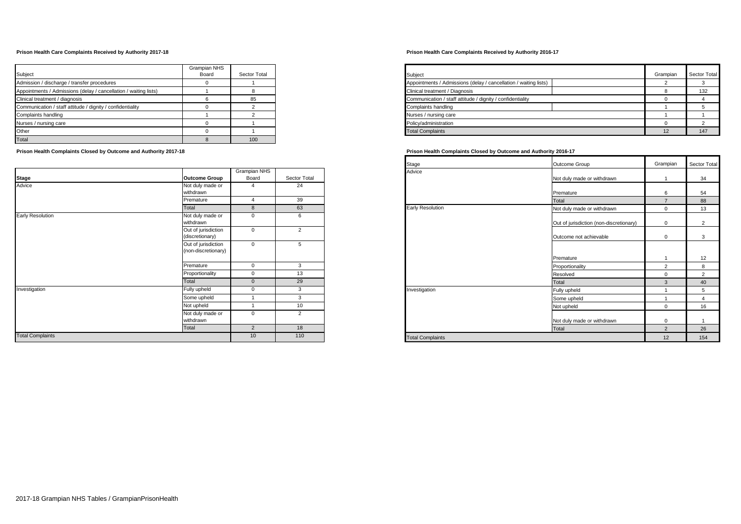**Prison Health Care Complaints Received by Authority 2017-18**

| Subject | Grampian NHS Board | Sector Total |
|---|---|---|
| Admission / discharge / transfer procedures | 0 | 1 |
| Appointments / Admissions (delay / cancellation / waiting lists) | 1 | 8 |
| Clinical treatment / diagnosis | 6 | 85 |
| Communication / staff attitude / dignity / confidentiality | 0 | 2 |
| Complaints handling | 1 | 2 |
| Nurses / nursing care | 0 | 1 |
| Other | 0 | 1 |
| Total | 8 | 100 |

**Prison Health Complaints Closed by Outcome and Authority 2017-18**

| Stage | Outcome Group | Grampian NHS Board | Sector Total |
|---|---|---|---|
| Advice | Not duly made or withdrawn | 4 | 24 |
| | Premature | 4 | 39 |
| | Total | 8 | 63 |
| Early Resolution | Not duly made or withdrawn | 0 | 6 |
| | Out of jurisdiction (discretionary) | 0 | 2 |
| | Out of jurisdiction (non-discretionary) | 0 | 5 |
| | Premature | 0 | 3 |
| | Proportionality | 0 | 13 |
| | Total | 0 | 29 |
| Investigation | Fully upheld | 0 | 3 |
| | Some upheld | 1 | 3 |
| | Not upheld | 1 | 10 |
| | Not duly made or withdrawn | 0 | 2 |
| | Total | 2 | 18 |
| Total Complaints | | 10 | 110 |

**Prison Health Care Complaints Received by Authority 2016-17**

| Subject | Grampian | Sector Total |
|---|---|---|
| Appointments / Admissions (delay / cancellation / waiting lists) | 2 | 3 |
| Clinical treatment / Diagnosis | 8 | 132 |
| Communication / staff attitude / dignity / confidentiality | 0 | 4 |
| Complaints handling | 1 | 5 |
| Nurses / nursing care | 1 | 1 |
| Policy/administration | 0 | 2 |
| Total Complaints | 12 | 147 |

**Prison Health Complaints Closed by Outcome and Authority 2016-17**

| Stage | Outcome Group | Grampian | Sector Total |
|---|---|---|---|
| Advice | Not duly made or withdrawn | 1 | 34 |
| | Premature | 6 | 54 |
| | Total | 7 | 88 |
| Early Resolution | Not duly made or withdrawn | 0 | 13 |
| | Out of jurisdiction (non-discretionary) | 0 | 2 |
| | Outcome not achievable | 0 | 3 |
| | Premature | 1 | 12 |
| | Proportionality | 2 | 8 |
| | Resolved | 0 | 2 |
| | Total | 3 | 40 |
| Investigation | Fully upheld | 1 | 5 |
| | Some upheld | 1 | 4 |
| | Not upheld | 0 | 16 |
| | Not duly made or withdrawn | 0 | 1 |
| | Total | 2 | 26 |
| Total Complaints | | 12 | 154 |

2017-18 Grampian NHS Tables / GrampianPrisonHealth